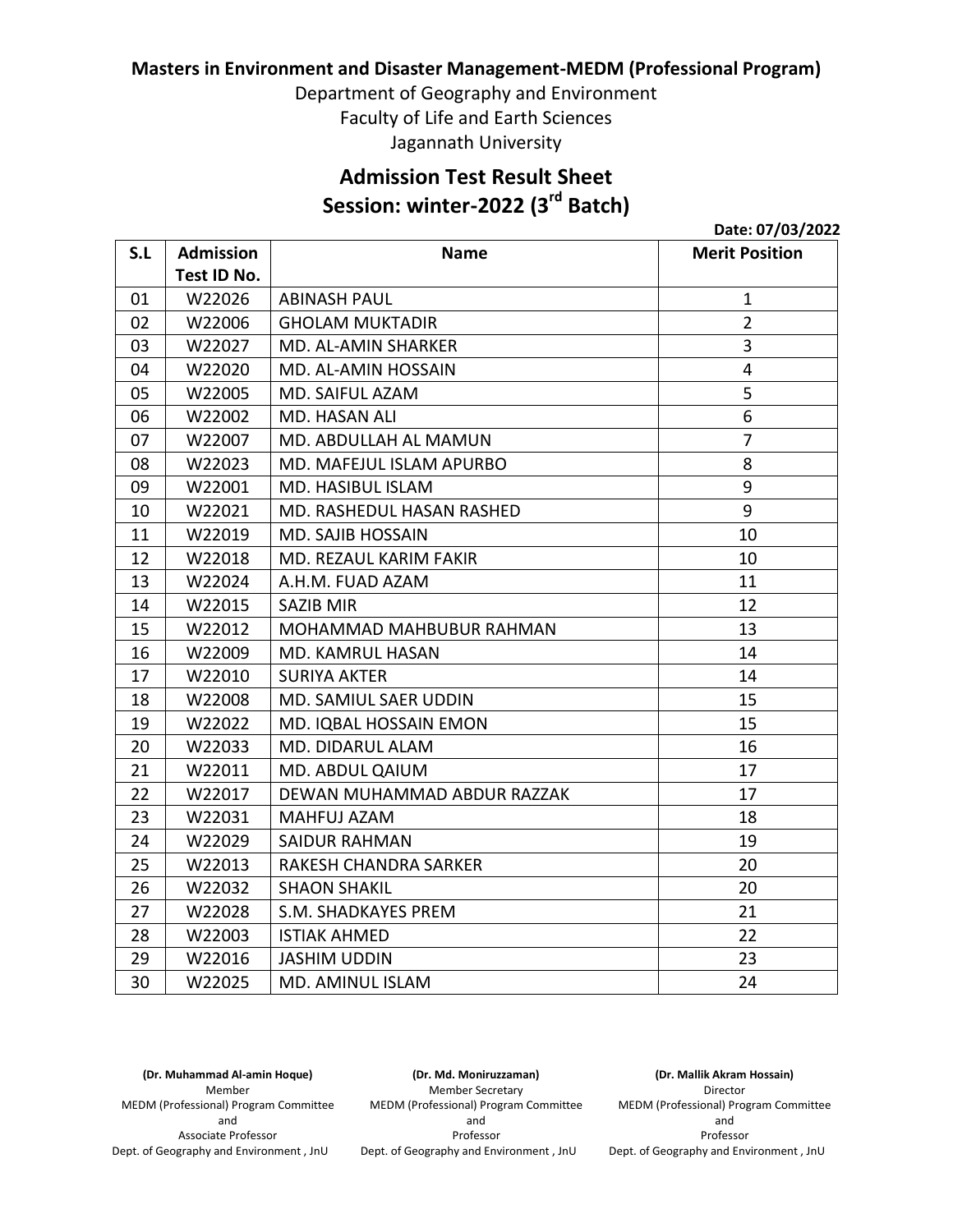**Masters in Environment and Disaster Management-MEDM (Professional Program)**

Department of Geography and Environment

Faculty of Life and Earth Sciences

Jagannath University

## Admission Test Result Sheet

## Session: winter-2022 (3rd Batch)

**Date: 07/03/2022**

| S.L | Admission Test ID No. | Name | Merit Position |
|---|---|---|---|
| 01 | W22026 | ABINASH PAUL | 1 |
| 02 | W22006 | GHOLAM MUKTADIR | 2 |
| 03 | W22027 | MD. AL-AMIN SHARKER | 3 |
| 04 | W22020 | MD. AL-AMIN HOSSAIN | 4 |
| 05 | W22005 | MD. SAIFUL AZAM | 5 |
| 06 | W22002 | MD. HASAN ALI | 6 |
| 07 | W22007 | MD. ABDULLAH AL MAMUN | 7 |
| 08 | W22023 | MD. MAFEJUL ISLAM APURBO | 8 |
| 09 | W22001 | MD. HASIBUL ISLAM | 9 |
| 10 | W22021 | MD. RASHEDUL HASAN RASHED | 9 |
| 11 | W22019 | MD. SAJIB HOSSAIN | 10 |
| 12 | W22018 | MD. REZAUL KARIM FAKIR | 10 |
| 13 | W22024 | A.H.M. FUAD AZAM | 11 |
| 14 | W22015 | SAZIB MIR | 12 |
| 15 | W22012 | MOHAMMAD MAHBUBUR RAHMAN | 13 |
| 16 | W22009 | MD. KAMRUL HASAN | 14 |
| 17 | W22010 | SURIYA AKTER | 14 |
| 18 | W22008 | MD. SAMIUL SAER UDDIN | 15 |
| 19 | W22022 | MD. IQBAL HOSSAIN EMON | 15 |
| 20 | W22033 | MD. DIDARUL ALAM | 16 |
| 21 | W22011 | MD. ABDUL QAIUM | 17 |
| 22 | W22017 | DEWAN MUHAMMAD ABDUR RAZZAK | 17 |
| 23 | W22031 | MAHFUJ AZAM | 18 |
| 24 | W22029 | SAIDUR RAHMAN | 19 |
| 25 | W22013 | RAKESH CHANDRA SARKER | 20 |
| 26 | W22032 | SHAON SHAKIL | 20 |
| 27 | W22028 | S.M. SHADKAYES PREM | 21 |
| 28 | W22003 | ISTIAK AHMED | 22 |
| 29 | W22016 | JASHIM UDDIN | 23 |
| 30 | W22025 | MD. AMINUL ISLAM | 24 |

**(Dr. Muhammad Al-amin Hoque)**
Member
MEDM (Professional) Program Committee
and
Associate Professor
Dept. of Geography and Environment , JnU

**(Dr. Md. Moniruzzaman)**
Member Secretary
MEDM (Professional) Program Committee
and
Professor
Dept. of Geography and Environment , JnU

**(Dr. Mallik Akram Hossain)**
Director
MEDM (Professional) Program Committee
and
Professor
Dept. of Geography and Environment , JnU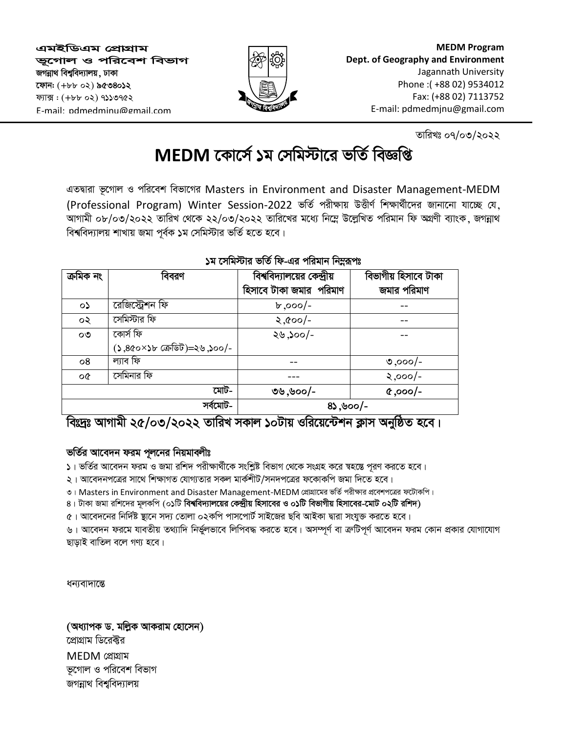এমইডিএম প্রোগ্রাম
ভূগোল ও পরিবেশ বিভাগ
জগন্নাথ বিশ্ববিদ্যালয়, ঢাকা
ফোন: (+৮৮ ০২) ৯৫৩৪০১২
ফ্যাক্স : (+৮৮ ০২) ৭১১৩৭৫২
E-mail: pdmedmjnu@gmail.com

MEDM Program
Dept. of Geography and Environment
Jagannath University
Phone :( +88 02) 9534012
Fax: (+88 02) 7113752
E-mail: pdmedmjnu@gmail.com

তারিখঃ ০৭/০৩/২০২২

# MEDM কোর্সে ১ম সেমিস্টারে ভর্তি বিজ্ঞপ্তি

এতদ্বারা ভূগোল ও পরিবেশ বিভাগের Masters in Environment and Disaster Management-MEDM (Professional Program) Winter Session-2022 ভর্তি পরীক্ষায় উত্তীর্ণ শিক্ষার্থীদের জানানো যাচ্ছে যে, আগামী ০৮/০৩/২০২২ তারিখ থেকে ২২/০৩/২০২২ তারিখের মধ্যে নিম্নে উল্লেখিত পরিমান ফি অগ্রণী ব্যাংক, জগন্নাথ বিশ্ববিদ্যালয় শাখায় জমা পূর্বক ১ম সেমিস্টার ভর্তি হতে হবে।

**১ম সেমিস্টার ভর্তি ফি-এর পরিমান নিম্নরূপঃ**

| ক্রমিক নং | বিবরণ | বিশ্ববিদ্যালয়ের কেন্দ্রীয় হিসাবে টাকা জমার পরিমাণ | বিভাগীয় হিসাবে টাকা জমার পরিমাণ |
|---|---|---|---|
| ০১ | রেজিস্ট্রেশন ফি | ৮,০০০/- | -- |
| ০২ | সেমিস্টার ফি | ২,৫০০/- | -- |
| ০৩ | কোর্স ফি (১,৪৫০×১৮ ক্রেডিট)=২৬,১০০/- | ২৬,১০০/- | -- |
| ০৪ | ল্যাব ফি | -- | ৩,০০০/- |
| ০৫ | সেমিনার ফি | --- | ২,০০০/- |
| | মোট- | ৩৬,৬০০/- | ৫,০০০/- |
| | সর্বমোট- | ৪১,৬০০/- | |

**বিঃদ্রঃ আগামী ২৫/০৩/২০২২ তারিখ সকাল ১০টায় ওরিয়েন্টেশন ক্লাস অনুষ্ঠিত হবে।**

**ভর্তির আবেদন ফরম পূলনের নিয়মাবলীঃ**

১। ভর্তির আবেদন ফরম ও জমা রশিদ পরীক্ষার্থীকে সংশ্লিষ্ট বিভাগ থেকে সংগ্রহ করে স্বহস্তে পূরণ করতে হবে।

২। আবেদনপত্রের সাথে শিক্ষাগত যোগ্যতার সকল মার্কশীট/সনদপত্রের ফকোকপি জমা দিতে হবে।

৩। Masters in Environment and Disaster Management-MEDM প্রোগ্রামের ভর্তি পরীক্ষার প্রবেশপত্রের ফটোকপি।

৪। টাকা জমা রশিদের মূলকপি (**০১টি বিশ্ববিদ্যালয়ের কেন্দ্রীয় হিসাবের ও ০১টি বিভাগীয় হিসাবের-মোট ০২টি রশিদ**)

৫। আবেদনের নির্দিষ্ট স্থানে সদ্য তোলা ০২কপি পাসপোর্ট সাইজের ছবি আইকা দ্বারা সংযুক্ত করতে হবে।

৬। আবেদন ফরমে যাবতীয় তথ্যাদি নির্ভুলভাবে লিপিবদ্ধ করতে হবে। অসম্পূর্ণ বা ত্রুটিপূর্ণ আবেদন ফরম কোন প্রকার যোগাযোগ ছাড়াই বাতিল বলে গণ্য হবে।

ধন্যবাদান্তে

**(অধ্যাপক ড. মল্লিক আকরাম হোসেন)**
প্রোগ্রাম ডিরেক্টর
MEDM প্রোগ্রাম
ভূগোল ও পরিবেশ বিভাগ
জগন্নাথ বিশ্ববিদ্যালয়